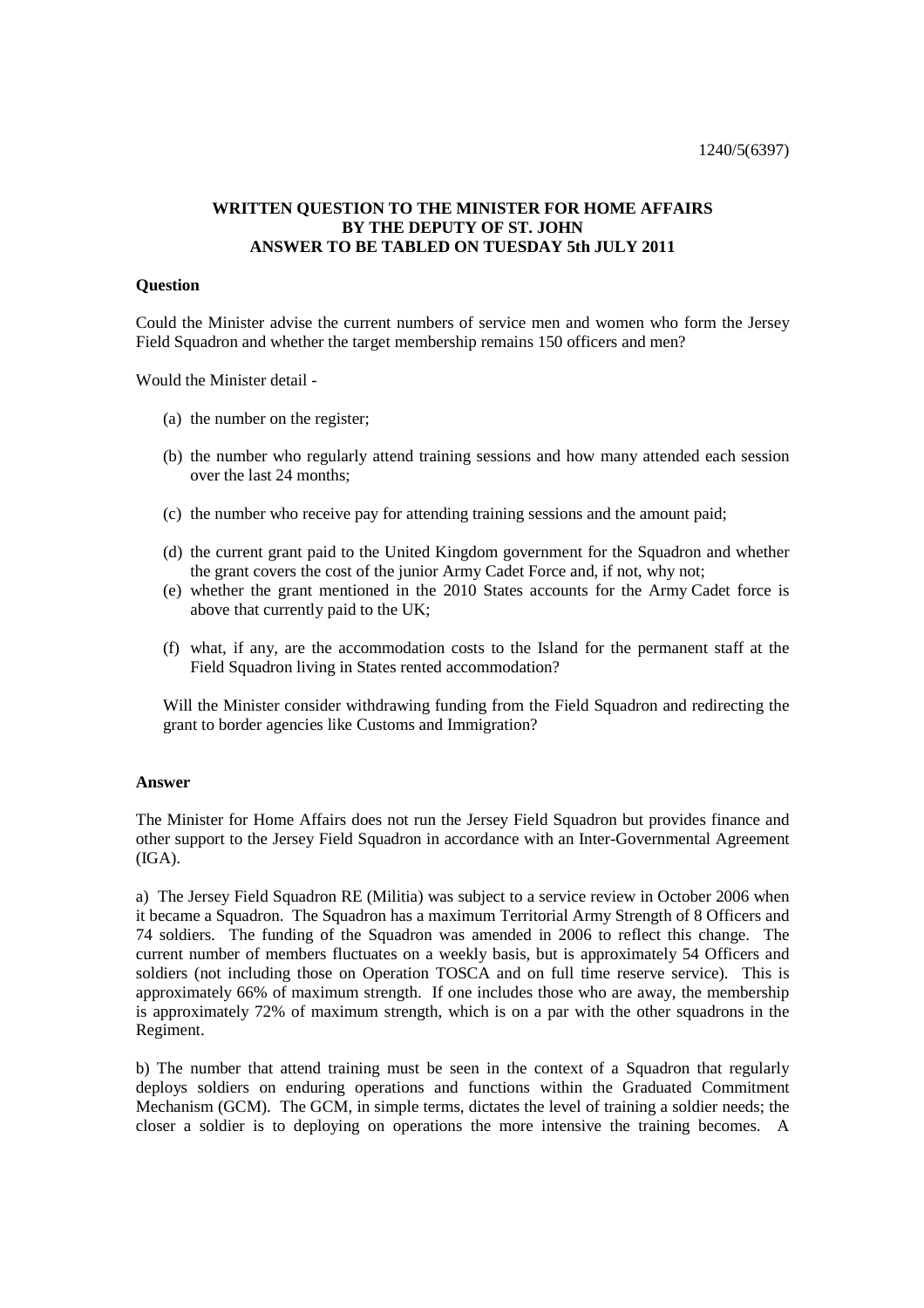1240/5(6397)

**WRITTEN QUESTION TO THE MINISTER FOR HOME AFFAIRS BY THE DEPUTY OF ST. JOHN ANSWER TO BE TABLED ON TUESDAY 5th JULY 2011**

**Question**

Could the Minister advise the current numbers of service men and women who form the Jersey Field Squadron and whether the target membership remains 150 officers and men?

Would the Minister detail -

(a) the number on the register;

(b) the number who regularly attend training sessions and how many attended each session over the last 24 months;

(c) the number who receive pay for attending training sessions and the amount paid;

(d) the current grant paid to the United Kingdom government for the Squadron and whether the grant covers the cost of the junior Army Cadet Force and, if not, why not;

(e) whether the grant mentioned in the 2010 States accounts for the Army Cadet force is above that currently paid to the UK;

(f) what, if any, are the accommodation costs to the Island for the permanent staff at the Field Squadron living in States rented accommodation?

Will the Minister consider withdrawing funding from the Field Squadron and redirecting the grant to border agencies like Customs and Immigration?

**Answer**

The Minister for Home Affairs does not run the Jersey Field Squadron but provides finance and other support to the Jersey Field Squadron in accordance with an Inter-Governmental Agreement (IGA).

a) The Jersey Field Squadron RE (Militia) was subject to a service review in October 2006 when it became a Squadron. The Squadron has a maximum Territorial Army Strength of 8 Officers and 74 soldiers. The funding of the Squadron was amended in 2006 to reflect this change. The current number of members fluctuates on a weekly basis, but is approximately 54 Officers and soldiers (not including those on Operation TOSCA and on full time reserve service). This is approximately 66% of maximum strength. If one includes those who are away, the membership is approximately 72% of maximum strength, which is on a par with the other squadrons in the Regiment.

b) The number that attend training must be seen in the context of a Squadron that regularly deploys soldiers on enduring operations and functions within the Graduated Commitment Mechanism (GCM). The GCM, in simple terms, dictates the level of training a soldier needs; the closer a soldier is to deploying on operations the more intensive the training becomes. A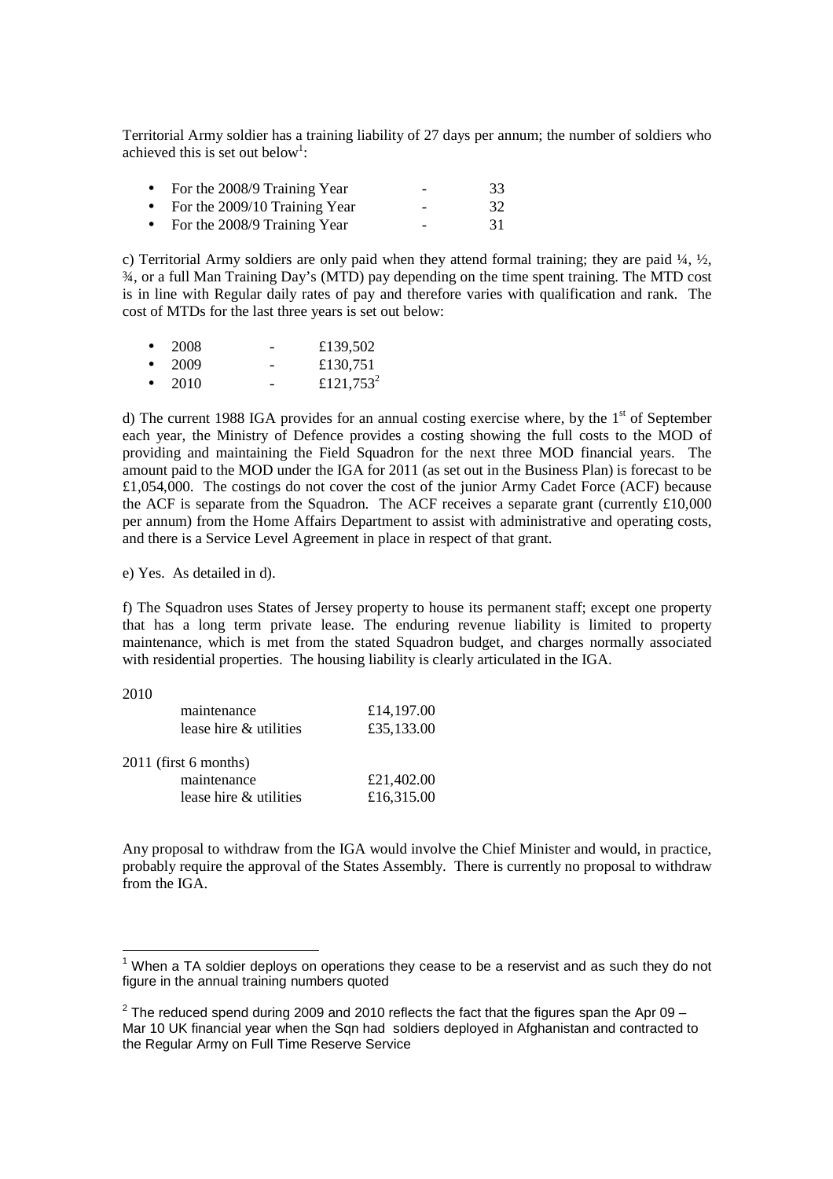Territorial Army soldier has a training liability of 27 days per annum; the number of soldiers who achieved this is set out below[1]:

- For the 2008/9 Training Year - 33
- For the 2009/10 Training Year - 32
- For the 2008/9 Training Year - 31

c) Territorial Army soldiers are only paid when they attend formal training; they are paid ¼, ½, ¾, or a full Man Training Day's (MTD) pay depending on the time spent training. The MTD cost is in line with Regular daily rates of pay and therefore varies with qualification and rank. The cost of MTDs for the last three years is set out below:

- 2008 - £139,502
- 2009 - £130,751
- 2010 - £121,753[2]

d) The current 1988 IGA provides for an annual costing exercise where, by the 1st of September each year, the Ministry of Defence provides a costing showing the full costs to the MOD of providing and maintaining the Field Squadron for the next three MOD financial years. The amount paid to the MOD under the IGA for 2011 (as set out in the Business Plan) is forecast to be £1,054,000. The costings do not cover the cost of the junior Army Cadet Force (ACF) because the ACF is separate from the Squadron. The ACF receives a separate grant (currently £10,000 per annum) from the Home Affairs Department to assist with administrative and operating costs, and there is a Service Level Agreement in place in respect of that grant.

e) Yes. As detailed in d).

f) The Squadron uses States of Jersey property to house its permanent staff; except one property that has a long term private lease. The enduring revenue liability is limited to property maintenance, which is met from the stated Squadron budget, and charges normally associated with residential properties. The housing liability is clearly articulated in the IGA.

| | | |
|---|---|---|
| 2010 | | |
| | maintenance | £14,197.00 |
| | lease hire & utilities | £35,133.00 |
| 2011 (first 6 months) | | |
| | maintenance | £21,402.00 |
| | lease hire & utilities | £16,315.00 |

Any proposal to withdraw from the IGA would involve the Chief Minister and would, in practice, probably require the approval of the States Assembly. There is currently no proposal to withdraw from the IGA.

[1] When a TA soldier deploys on operations they cease to be a reservist and as such they do not figure in the annual training numbers quoted

[2] The reduced spend during 2009 and 2010 reflects the fact that the figures span the Apr 09 – Mar 10 UK financial year when the Sqn had soldiers deployed in Afghanistan and contracted to the Regular Army on Full Time Reserve Service